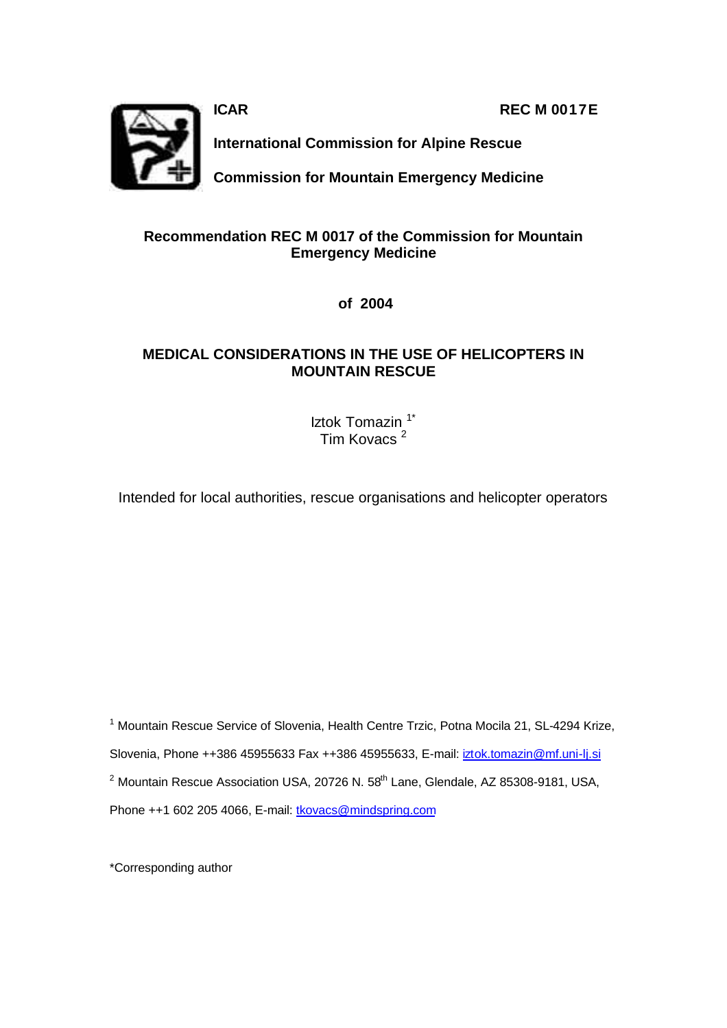**ICAR** **REC M 0017E**

**International Commission for Alpine Rescue**

**Commission for Mountain Emergency Medicine**

**Recommendation REC M 0017 of the Commission for Mountain Emergency Medicine**

**of 2004**

# MEDICAL CONSIDERATIONS IN THE USE OF HELICOPTERS IN MOUNTAIN RESCUE

Iztok Tomazin [1*]
Tim Kovacs [2]

Intended for local authorities, rescue organisations and helicopter operators

[1] Mountain Rescue Service of Slovenia, Health Centre Trzic, Potna Mocila 21, SL-4294 Krize, Slovenia, Phone ++386 45955633 Fax ++386 45955633, E-mail: iztok.tomazin@mf.uni-lj.si

[2] Mountain Rescue Association USA, 20726 N. 58th Lane, Glendale, AZ 85308-9181, USA, Phone ++1 602 205 4066, E-mail: tkovacs@mindspring.com

*Corresponding author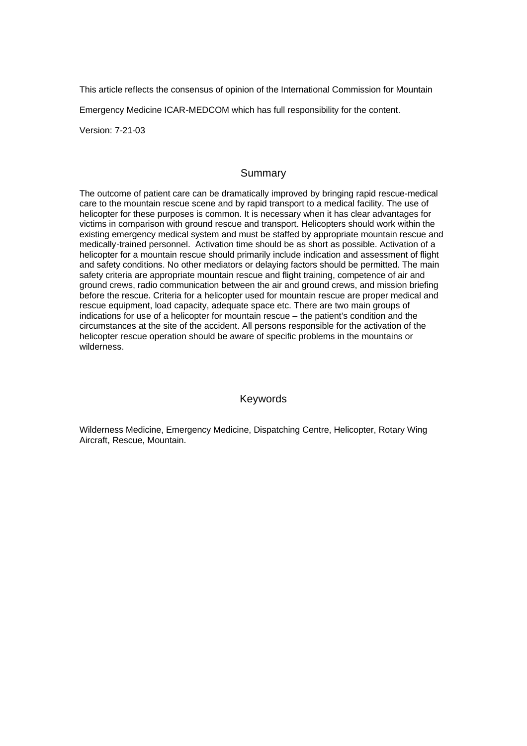This article reflects the consensus of opinion of the International Commission for Mountain Emergency Medicine ICAR-MEDCOM which has full responsibility for the content.

Version: 7-21-03

## Summary

The outcome of patient care can be dramatically improved by bringing rapid rescue-medical care to the mountain rescue scene and by rapid transport to a medical facility. The use of helicopter for these purposes is common. It is necessary when it has clear advantages for victims in comparison with ground rescue and transport. Helicopters should work within the existing emergency medical system and must be staffed by appropriate mountain rescue and medically-trained personnel. Activation time should be as short as possible. Activation of a helicopter for a mountain rescue should primarily include indication and assessment of flight and safety conditions. No other mediators or delaying factors should be permitted. The main safety criteria are appropriate mountain rescue and flight training, competence of air and ground crews, radio communication between the air and ground crews, and mission briefing before the rescue. Criteria for a helicopter used for mountain rescue are proper medical and rescue equipment, load capacity, adequate space etc. There are two main groups of indications for use of a helicopter for mountain rescue – the patient's condition and the circumstances at the site of the accident. All persons responsible for the activation of the helicopter rescue operation should be aware of specific problems in the mountains or wilderness.

## Keywords

Wilderness Medicine, Emergency Medicine, Dispatching Centre, Helicopter, Rotary Wing Aircraft, Rescue, Mountain.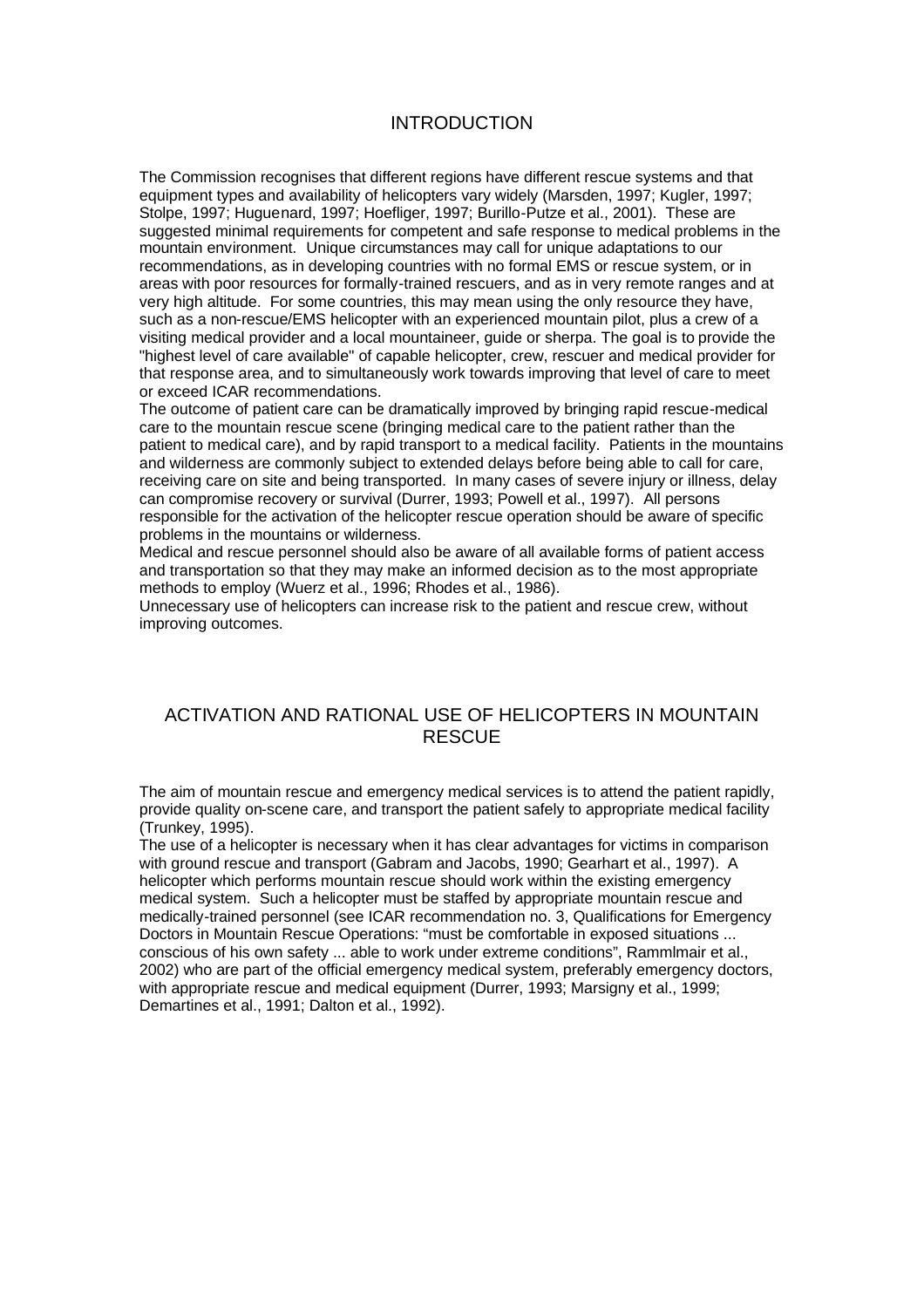## INTRODUCTION

The Commission recognises that different regions have different rescue systems and that equipment types and availability of helicopters vary widely (Marsden, 1997; Kugler, 1997; Stolpe, 1997; Huguenard, 1997; Hoefliger, 1997; Burillo-Putze et al., 2001). These are suggested minimal requirements for competent and safe response to medical problems in the mountain environment. Unique circumstances may call for unique adaptations to our recommendations, as in developing countries with no formal EMS or rescue system, or in areas with poor resources for formally-trained rescuers, and as in very remote ranges and at very high altitude. For some countries, this may mean using the only resource they have, such as a non-rescue/EMS helicopter with an experienced mountain pilot, plus a crew of a visiting medical provider and a local mountaineer, guide or sherpa. The goal is to provide the "highest level of care available" of capable helicopter, crew, rescuer and medical provider for that response area, and to simultaneously work towards improving that level of care to meet or exceed ICAR recommendations.

The outcome of patient care can be dramatically improved by bringing rapid rescue-medical care to the mountain rescue scene (bringing medical care to the patient rather than the patient to medical care), and by rapid transport to a medical facility. Patients in the mountains and wilderness are commonly subject to extended delays before being able to call for care, receiving care on site and being transported. In many cases of severe injury or illness, delay can compromise recovery or survival (Durrer, 1993; Powell et al., 1997). All persons responsible for the activation of the helicopter rescue operation should be aware of specific problems in the mountains or wilderness.

Medical and rescue personnel should also be aware of all available forms of patient access and transportation so that they may make an informed decision as to the most appropriate methods to employ (Wuerz et al., 1996; Rhodes et al., 1986).

Unnecessary use of helicopters can increase risk to the patient and rescue crew, without improving outcomes.

## ACTIVATION AND RATIONAL USE OF HELICOPTERS IN MOUNTAIN RESCUE

The aim of mountain rescue and emergency medical services is to attend the patient rapidly, provide quality on-scene care, and transport the patient safely to appropriate medical facility (Trunkey, 1995).

The use of a helicopter is necessary when it has clear advantages for victims in comparison with ground rescue and transport (Gabram and Jacobs, 1990; Gearhart et al., 1997). A helicopter which performs mountain rescue should work within the existing emergency medical system. Such a helicopter must be staffed by appropriate mountain rescue and medically-trained personnel (see ICAR recommendation no. 3, Qualifications for Emergency Doctors in Mountain Rescue Operations: "must be comfortable in exposed situations ... conscious of his own safety ... able to work under extreme conditions", Rammlmair et al., 2002) who are part of the official emergency medical system, preferably emergency doctors, with appropriate rescue and medical equipment (Durrer, 1993; Marsigny et al., 1999; Demartines et al., 1991; Dalton et al., 1992).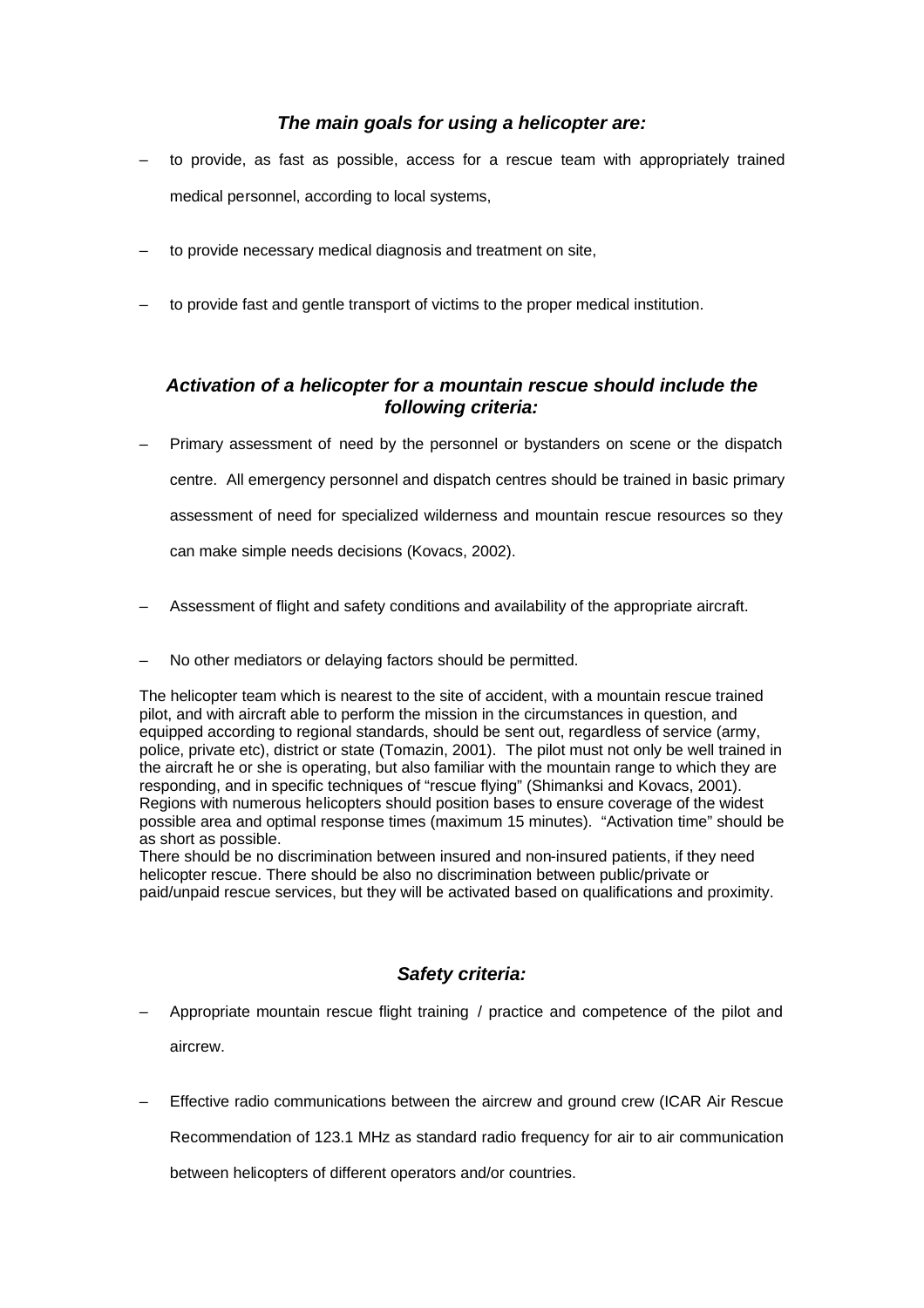### *The main goals for using a helicopter are:*

- to provide, as fast as possible, access for a rescue team with appropriately trained medical personnel, according to local systems,
- to provide necessary medical diagnosis and treatment on site,
- to provide fast and gentle transport of victims to the proper medical institution.

### *Activation of a helicopter for a mountain rescue should include the following criteria:*

- Primary assessment of need by the personnel or bystanders on scene or the dispatch centre. All emergency personnel and dispatch centres should be trained in basic primary assessment of need for specialized wilderness and mountain rescue resources so they can make simple needs decisions (Kovacs, 2002).
- Assessment of flight and safety conditions and availability of the appropriate aircraft.
- No other mediators or delaying factors should be permitted.

The helicopter team which is nearest to the site of accident, with a mountain rescue trained pilot, and with aircraft able to perform the mission in the circumstances in question, and equipped according to regional standards, should be sent out, regardless of service (army, police, private etc), district or state (Tomazin, 2001). The pilot must not only be well trained in the aircraft he or she is operating, but also familiar with the mountain range to which they are responding, and in specific techniques of "rescue flying" (Shimanksi and Kovacs, 2001). Regions with numerous helicopters should position bases to ensure coverage of the widest possible area and optimal response times (maximum 15 minutes). "Activation time" should be as short as possible.

There should be no discrimination between insured and non-insured patients, if they need helicopter rescue. There should be also no discrimination between public/private or paid/unpaid rescue services, but they will be activated based on qualifications and proximity.

### *Safety criteria:*

- Appropriate mountain rescue flight training / practice and competence of the pilot and aircrew.
- Effective radio communications between the aircrew and ground crew (ICAR Air Rescue Recommendation of 123.1 MHz as standard radio frequency for air to air communication between helicopters of different operators and/or countries.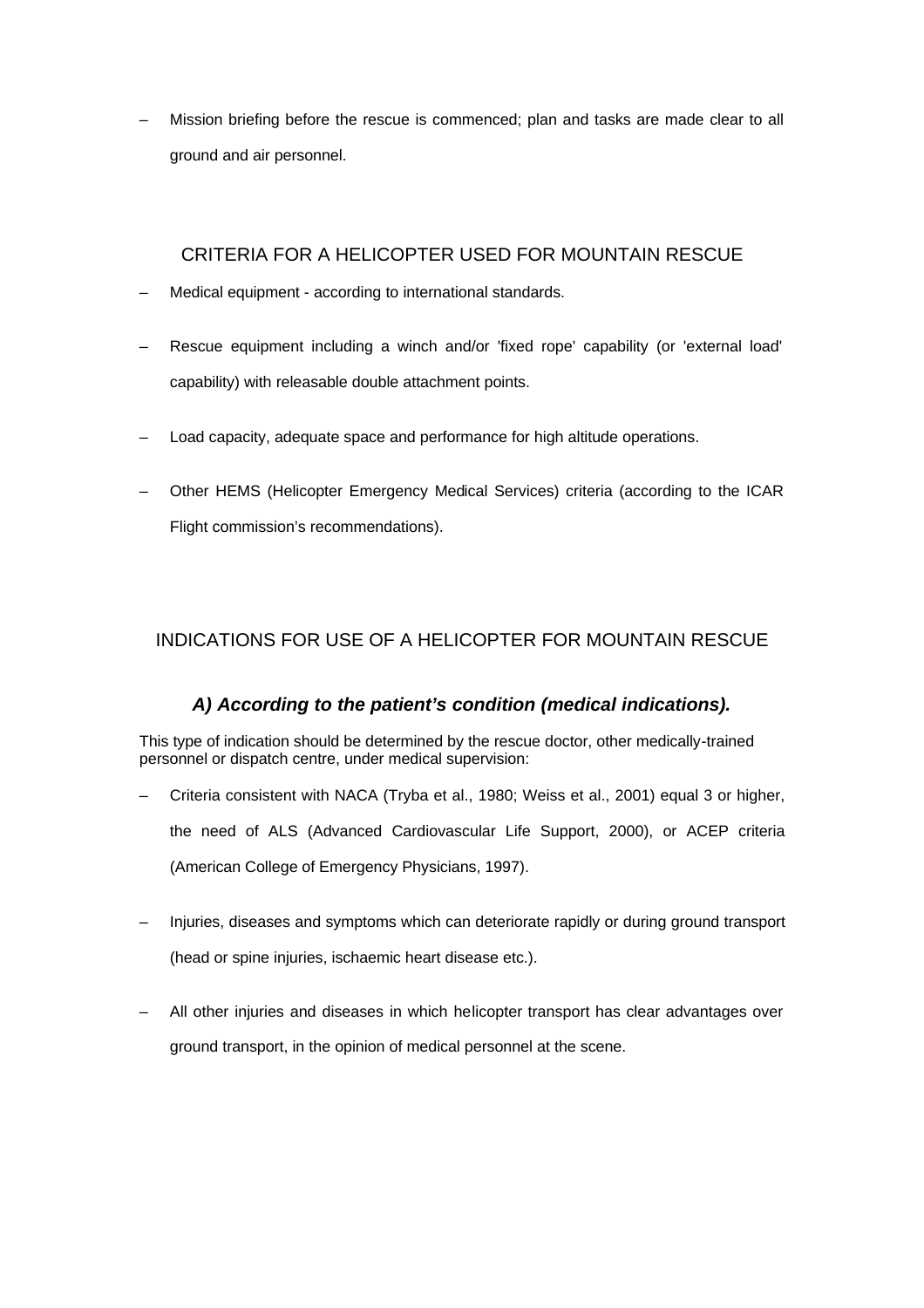- Mission briefing before the rescue is commenced; plan and tasks are made clear to all ground and air personnel.

## CRITERIA FOR A HELICOPTER USED FOR MOUNTAIN RESCUE

- Medical equipment - according to international standards.
- Rescue equipment including a winch and/or 'fixed rope' capability (or 'external load' capability) with releasable double attachment points.
- Load capacity, adequate space and performance for high altitude operations.
- Other HEMS (Helicopter Emergency Medical Services) criteria (according to the ICAR Flight commission's recommendations).

## INDICATIONS FOR USE OF A HELICOPTER FOR MOUNTAIN RESCUE

### *A) According to the patient's condition (medical indications).*

This type of indication should be determined by the rescue doctor, other medically-trained personnel or dispatch centre, under medical supervision:

- Criteria consistent with NACA (Tryba et al., 1980; Weiss et al., 2001) equal 3 or higher, the need of ALS (Advanced Cardiovascular Life Support, 2000), or ACEP criteria (American College of Emergency Physicians, 1997).
- Injuries, diseases and symptoms which can deteriorate rapidly or during ground transport (head or spine injuries, ischaemic heart disease etc.).
- All other injuries and diseases in which helicopter transport has clear advantages over ground transport, in the opinion of medical personnel at the scene.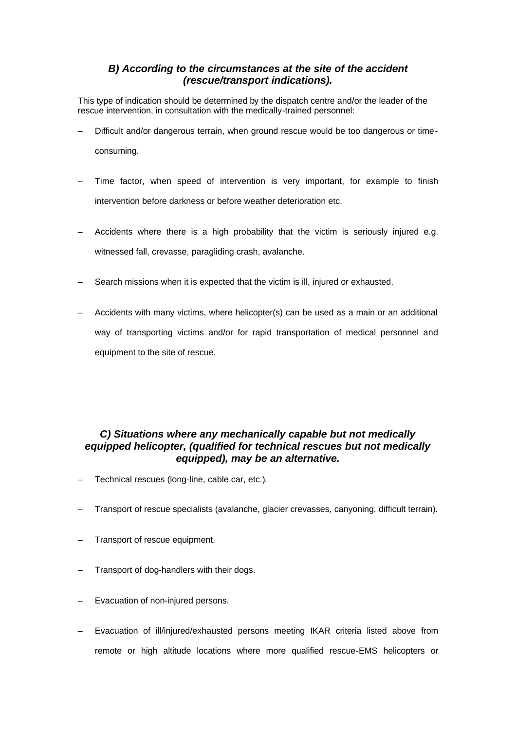### *B) According to the circumstances at the site of the accident (rescue/transport indications).*

This type of indication should be determined by the dispatch centre and/or the leader of the rescue intervention, in consultation with the medically-trained personnel:

– Difficult and/or dangerous terrain, when ground rescue would be too dangerous or time-consuming.

– Time factor, when speed of intervention is very important, for example to finish intervention before darkness or before weather deterioration etc.

– Accidents where there is a high probability that the victim is seriously injured e.g. witnessed fall, crevasse, paragliding crash, avalanche.

– Search missions when it is expected that the victim is ill, injured or exhausted.

– Accidents with many victims, where helicopter(s) can be used as a main or an additional way of transporting victims and/or for rapid transportation of medical personnel and equipment to the site of rescue.

### *C) Situations where any mechanically capable but not medically equipped helicopter, (qualified for technical rescues but not medically equipped), may be an alternative.*

– Technical rescues (long-line, cable car, etc.).

– Transport of rescue specialists (avalanche, glacier crevasses, canyoning, difficult terrain).

– Transport of rescue equipment.

– Transport of dog-handlers with their dogs.

– Evacuation of non-injured persons.

– Evacuation of ill/injured/exhausted persons meeting IKAR criteria listed above from remote or high altitude locations where more qualified rescue-EMS helicopters or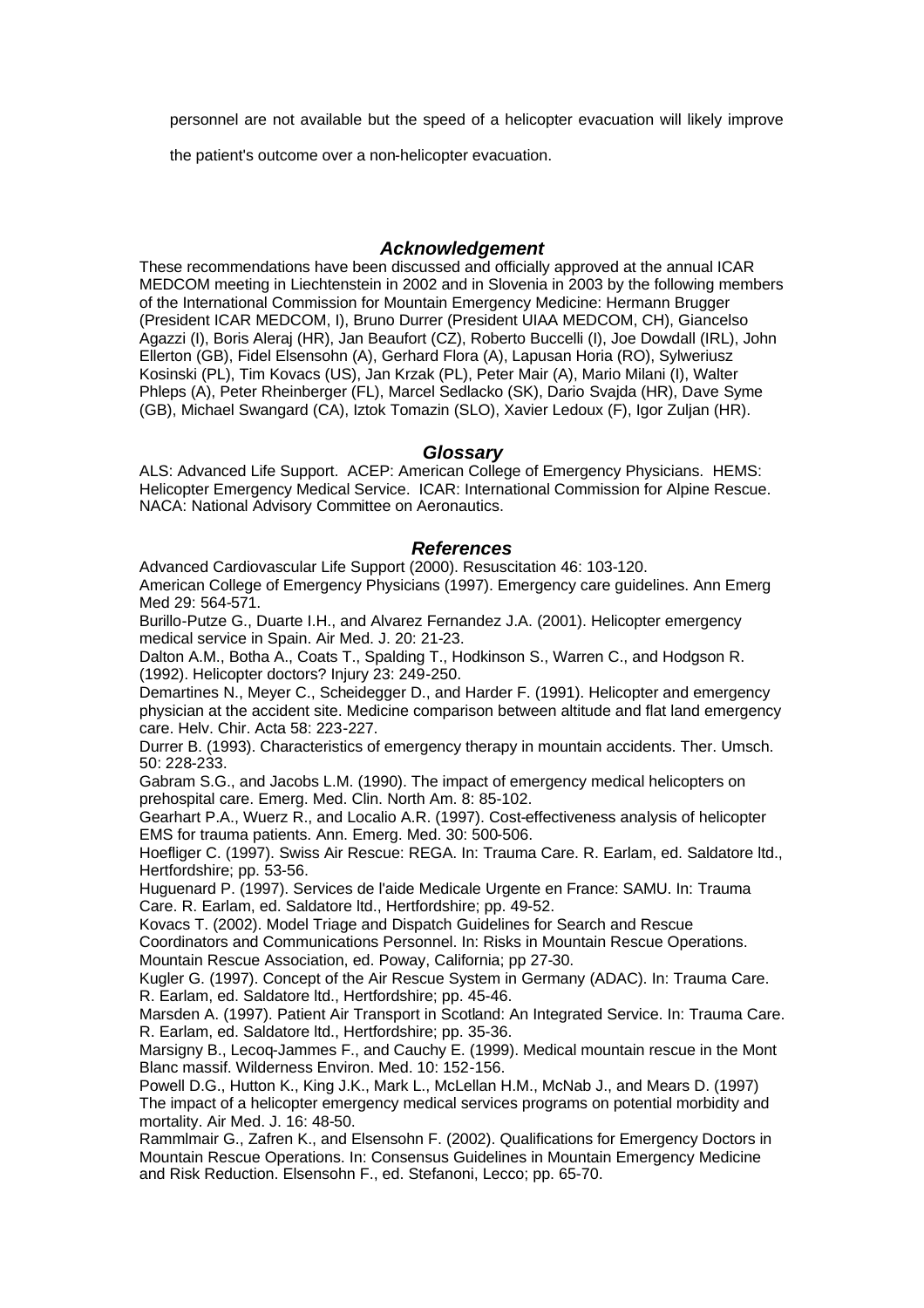personnel are not available but the speed of a helicopter evacuation will likely improve the patient's outcome over a non-helicopter evacuation.

## *Acknowledgement*

These recommendations have been discussed and officially approved at the annual ICAR MEDCOM meeting in Liechtenstein in 2002 and in Slovenia in 2003 by the following members of the International Commission for Mountain Emergency Medicine: Hermann Brugger (President ICAR MEDCOM, I), Bruno Durrer (President UIAA MEDCOM, CH), Giancelso Agazzi (I), Boris Aleraj (HR), Jan Beaufort (CZ), Roberto Buccelli (I), Joe Dowdall (IRL), John Ellerton (GB), Fidel Elsensohn (A), Gerhard Flora (A), Lapusan Horia (RO), Sylweriusz Kosinski (PL), Tim Kovacs (US), Jan Krzak (PL), Peter Mair (A), Mario Milani (I), Walter Phleps (A), Peter Rheinberger (FL), Marcel Sedlacko (SK), Dario Svajda (HR), Dave Syme (GB), Michael Swangard (CA), Iztok Tomazin (SLO), Xavier Ledoux (F), Igor Zuljan (HR).

## *Glossary*

ALS: Advanced Life Support. ACEP: American College of Emergency Physicians. HEMS: Helicopter Emergency Medical Service. ICAR: International Commission for Alpine Rescue. NACA: National Advisory Committee on Aeronautics.

## *References*

Advanced Cardiovascular Life Support (2000). Resuscitation 46: 103-120.

American College of Emergency Physicians (1997). Emergency care guidelines. Ann Emerg Med 29: 564-571.

Burillo-Putze G., Duarte I.H., and Alvarez Fernandez J.A. (2001). Helicopter emergency medical service in Spain. Air Med. J. 20: 21-23.

Dalton A.M., Botha A., Coats T., Spalding T., Hodkinson S., Warren C., and Hodgson R. (1992). Helicopter doctors? Injury 23: 249-250.

Demartines N., Meyer C., Scheidegger D., and Harder F. (1991). Helicopter and emergency physician at the accident site. Medicine comparison between altitude and flat land emergency care. Helv. Chir. Acta 58: 223-227.

Durrer B. (1993). Characteristics of emergency therapy in mountain accidents. Ther. Umsch. 50: 228-233.

Gabram S.G., and Jacobs L.M. (1990). The impact of emergency medical helicopters on prehospital care. Emerg. Med. Clin. North Am. 8: 85-102.

Gearhart P.A., Wuerz R., and Localio A.R. (1997). Cost-effectiveness analysis of helicopter EMS for trauma patients. Ann. Emerg. Med. 30: 500-506.

Hoefliger C. (1997). Swiss Air Rescue: REGA. In: Trauma Care. R. Earlam, ed. Saldatore ltd., Hertfordshire; pp. 53-56.

Huguenard P. (1997). Services de l'aide Medicale Urgente en France: SAMU. In: Trauma Care. R. Earlam, ed. Saldatore ltd., Hertfordshire; pp. 49-52.

Kovacs T. (2002). Model Triage and Dispatch Guidelines for Search and Rescue Coordinators and Communications Personnel. In: Risks in Mountain Rescue Operations. Mountain Rescue Association, ed. Poway, California; pp 27-30.

Kugler G. (1997). Concept of the Air Rescue System in Germany (ADAC). In: Trauma Care. R. Earlam, ed. Saldatore ltd., Hertfordshire; pp. 45-46.

Marsden A. (1997). Patient Air Transport in Scotland: An Integrated Service. In: Trauma Care. R. Earlam, ed. Saldatore ltd., Hertfordshire; pp. 35-36.

Marsigny B., Lecoq-Jammes F., and Cauchy E. (1999). Medical mountain rescue in the Mont Blanc massif. Wilderness Environ. Med. 10: 152-156.

Powell D.G., Hutton K., King J.K., Mark L., McLellan H.M., McNab J., and Mears D. (1997) The impact of a helicopter emergency medical services programs on potential morbidity and mortality. Air Med. J. 16: 48-50.

Rammlmair G., Zafren K., and Elsensohn F. (2002). Qualifications for Emergency Doctors in Mountain Rescue Operations. In: Consensus Guidelines in Mountain Emergency Medicine and Risk Reduction. Elsensohn F., ed. Stefanoni, Lecco; pp. 65-70.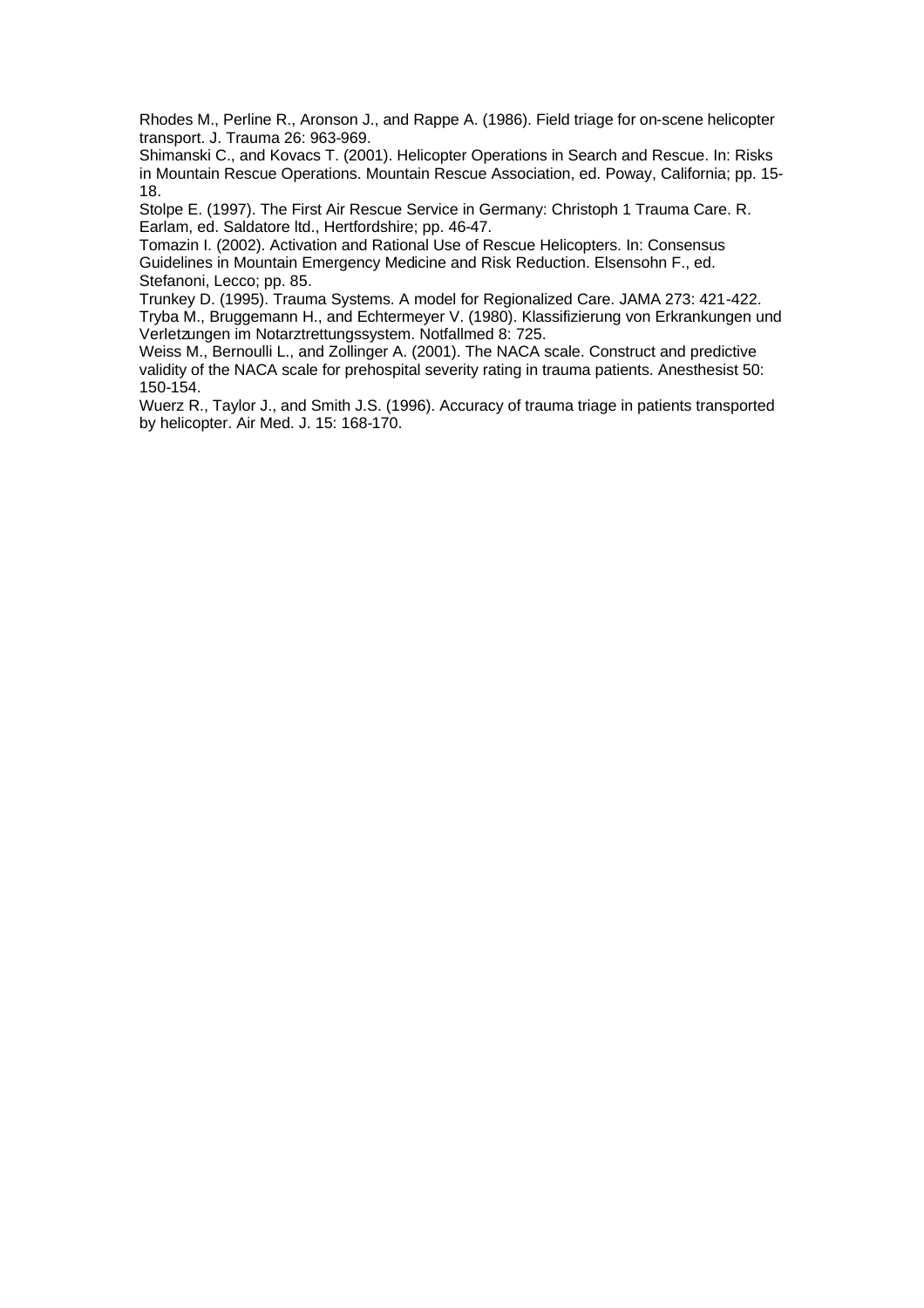Rhodes M., Perline R., Aronson J., and Rappe A. (1986). Field triage for on-scene helicopter transport. J. Trauma 26: 963-969.

Shimanski C., and Kovacs T. (2001). Helicopter Operations in Search and Rescue. In: Risks in Mountain Rescue Operations. Mountain Rescue Association, ed. Poway, California; pp. 15-18.

Stolpe E. (1997). The First Air Rescue Service in Germany: Christoph 1 Trauma Care. R. Earlam, ed. Saldatore ltd., Hertfordshire; pp. 46-47.

Tomazin I. (2002). Activation and Rational Use of Rescue Helicopters. In: Consensus Guidelines in Mountain Emergency Medicine and Risk Reduction. Elsensohn F., ed. Stefanoni, Lecco; pp. 85.

Trunkey D. (1995). Trauma Systems. A model for Regionalized Care. JAMA 273: 421-422.

Tryba M., Bruggemann H., and Echtermeyer V. (1980). Klassifizierung von Erkrankungen und Verletzungen im Notarztrettungssystem. Notfallmed 8: 725.

Weiss M., Bernoulli L., and Zollinger A. (2001). The NACA scale. Construct and predictive validity of the NACA scale for prehospital severity rating in trauma patients. Anesthesist 50: 150-154.

Wuerz R., Taylor J., and Smith J.S. (1996). Accuracy of trauma triage in patients transported by helicopter. Air Med. J. 15: 168-170.